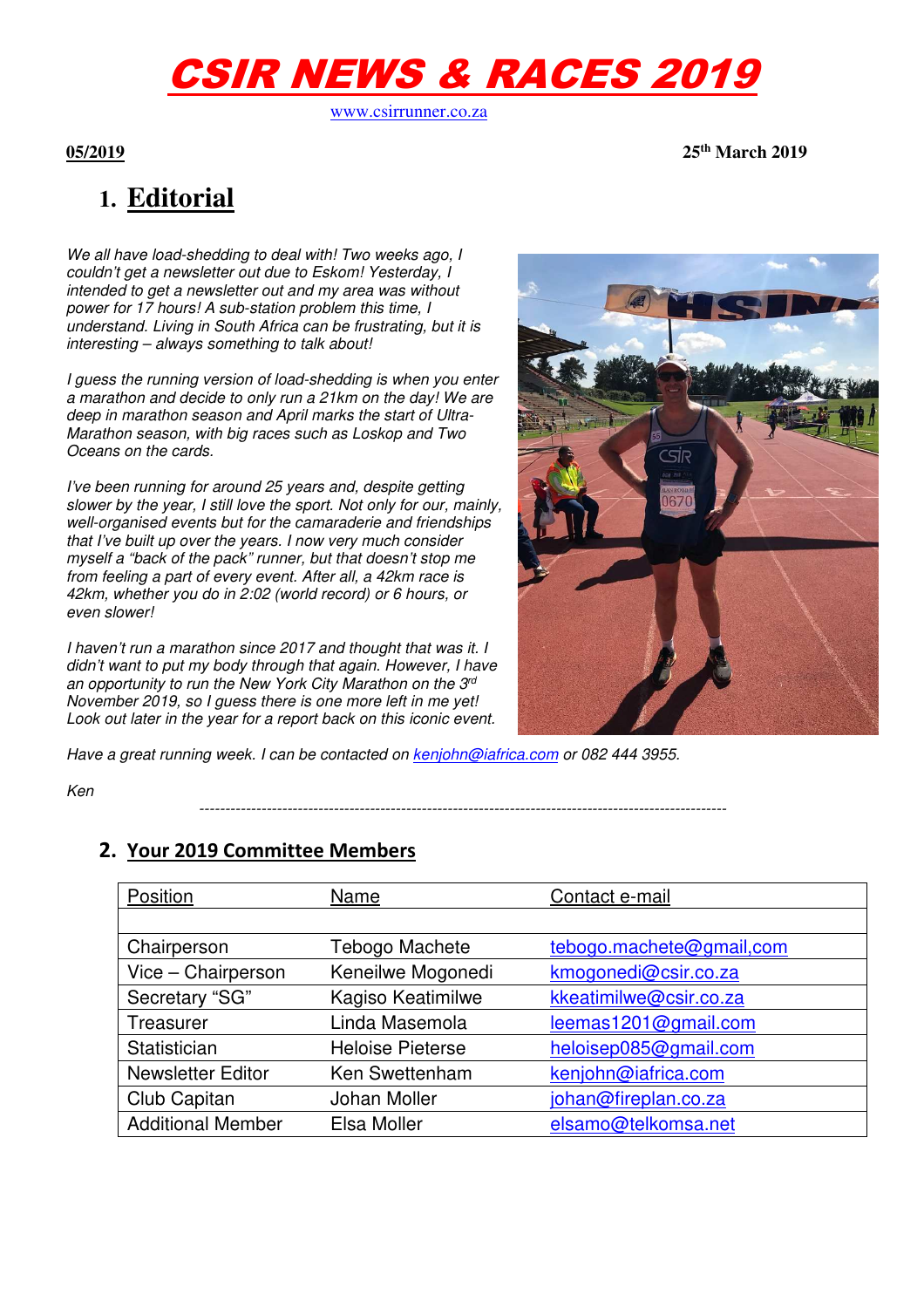# CSIR NEWS & RACES 2019

www.csirrunner.co.za

**05/2019** **25th March 2019**

## 1. Editorial

*We all have load-shedding to deal with! Two weeks ago, I couldn't get a newsletter out due to Eskom! Yesterday, I intended to get a newsletter out and my area was without power for 17 hours! A sub-station problem this time, I understand. Living in South Africa can be frustrating, but it is interesting – always something to talk about!*

*I guess the running version of load-shedding is when you enter a marathon and decide to only run a 21km on the day! We are deep in marathon season and April marks the start of Ultra-Marathon season, with big races such as Loskop and Two Oceans on the cards.*

*I've been running for around 25 years and, despite getting slower by the year, I still love the sport. Not only for our, mainly, well-organised events but for the camaraderie and friendships that I've built up over the years. I now very much consider myself a "back of the pack" runner, but that doesn't stop me from feeling a part of every event. After all, a 42km race is 42km, whether you do in 2:02 (world record) or 6 hours, or even slower!*

*I haven't run a marathon since 2017 and thought that was it. I didn't want to put my body through that again. However, I have an opportunity to run the New York City Marathon on the 3rd November 2019, so I guess there is one more left in me yet! Look out later in the year for a report back on this iconic event.*

*Have a great running week. I can be contacted on kenjohn@iafrica.com or 082 444 3955.*

*Ken*

---

## 2. Your 2019 Committee Members

| Position | Name | Contact e-mail |
|---|---|---|
| | | |
| Chairperson | Tebogo Machete | tebogo.machete@gmail,com |
| Vice – Chairperson | Keneilwe Mogonedi | kmogonedi@csir.co.za |
| Secretary "SG" | Kagiso Keatimilwe | kkeatimilwe@csir.co.za |
| Treasurer | Linda Masemola | leemas1201@gmail.com |
| Statistician | Heloise Pieterse | heloisep085@gmail.com |
| Newsletter Editor | Ken Swettenham | kenjohn@iafrica.com |
| Club Capitan | Johan Moller | johan@fireplan.co.za |
| Additional Member | Elsa Moller | elsamo@telkomsa.net |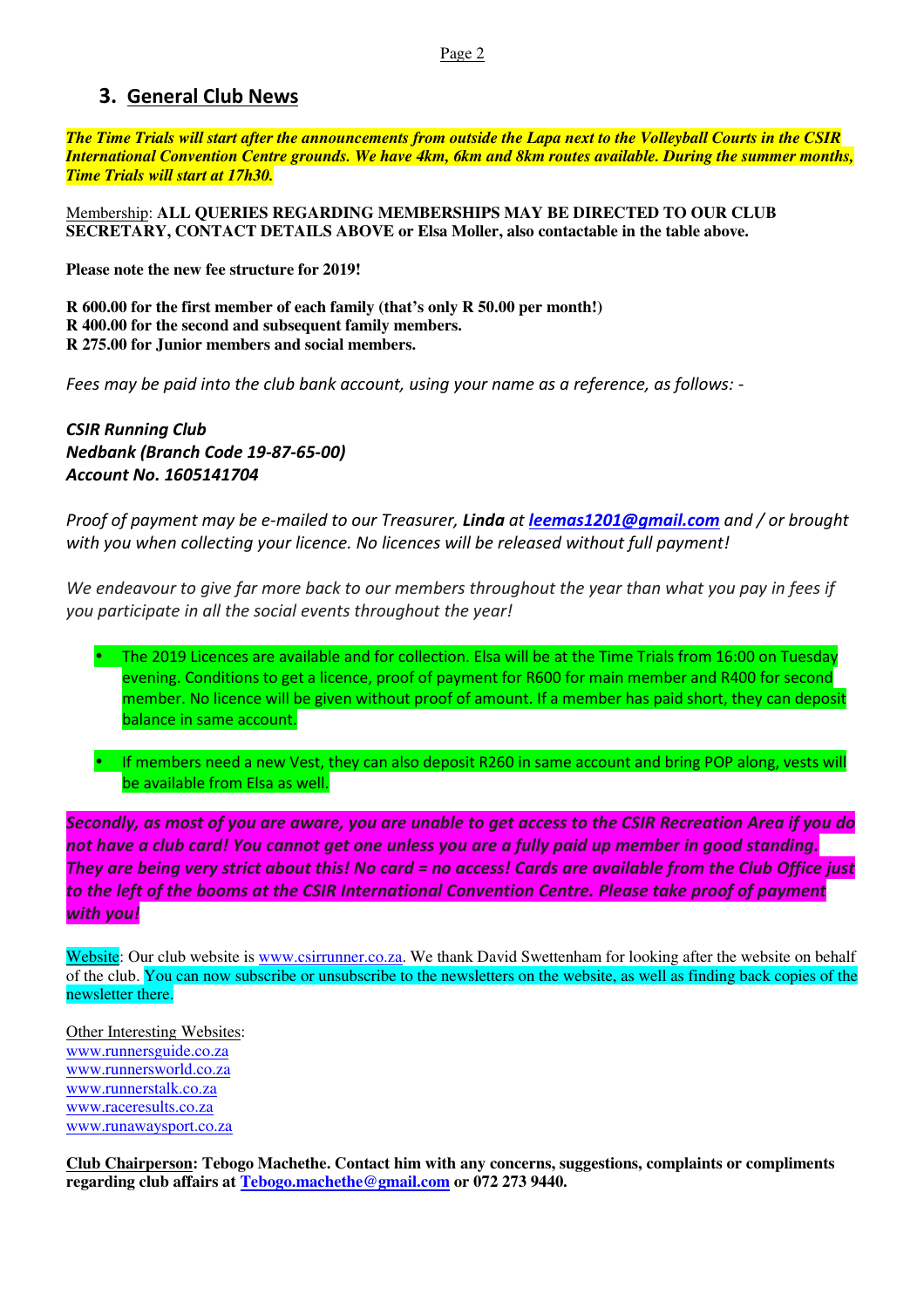## 3. General Club News

***The Time Trials will start after the announcements from outside the Lapa next to the Volleyball Courts in the CSIR International Convention Centre grounds. We have 4km, 6km and 8km routes available. During the summer months, Time Trials will start at 17h30.***

Membership: **ALL QUERIES REGARDING MEMBERSHIPS MAY BE DIRECTED TO OUR CLUB SECRETARY, CONTACT DETAILS ABOVE or Elsa Moller, also contactable in the table above.**

**Please note the new fee structure for 2019!**

**R 600.00 for the first member of each family (that's only R 50.00 per month!)**
**R 400.00 for the second and subsequent family members.**
**R 275.00 for Junior members and social members.**

*Fees may be paid into the club bank account, using your name as a reference, as follows: -*

***CSIR Running Club***
***Nedbank (Branch Code 19-87-65-00)***
***Account No. 1605141704***

*Proof of payment may be e-mailed to our Treasurer,* ***Linda*** *at* ***leemas1201@gmail.com*** *and / or brought with you when collecting your licence. No licences will be released without full payment!*

*We endeavour to give far more back to our members throughout the year than what you pay in fees if you participate in all the social events throughout the year!*

- The 2019 Licences are available and for collection. Elsa will be at the Time Trials from 16:00 on Tuesday evening. Conditions to get a licence, proof of payment for R600 for main member and R400 for second member. No licence will be given without proof of amount. If a member has paid short, they can deposit balance in same account.

- If members need a new Vest, they can also deposit R260 in same account and bring POP along, vests will be available from Elsa as well.

***Secondly, as most of you are aware, you are unable to get access to the CSIR Recreation Area if you do not have a club card! You cannot get one unless you are a fully paid up member in good standing. They are being very strict about this! No card = no access! Cards are available from the Club Office just to the left of the booms at the CSIR International Convention Centre. Please take proof of payment with you!***

Website: Our club website is www.csirrunner.co.za. We thank David Swettenham for looking after the website on behalf of the club. You can now subscribe or unsubscribe to the newsletters on the website, as well as finding back copies of the newsletter there.

Other Interesting Websites:
www.runnersguide.co.za
www.runnersworld.co.za
www.runnerstalk.co.za
www.raceresults.co.za
www.runawaysport.co.za

**Club Chairperson: Tebogo Machethe. Contact him with any concerns, suggestions, complaints or compliments regarding club affairs at Tebogo.machethe@gmail.com or 072 273 9440.**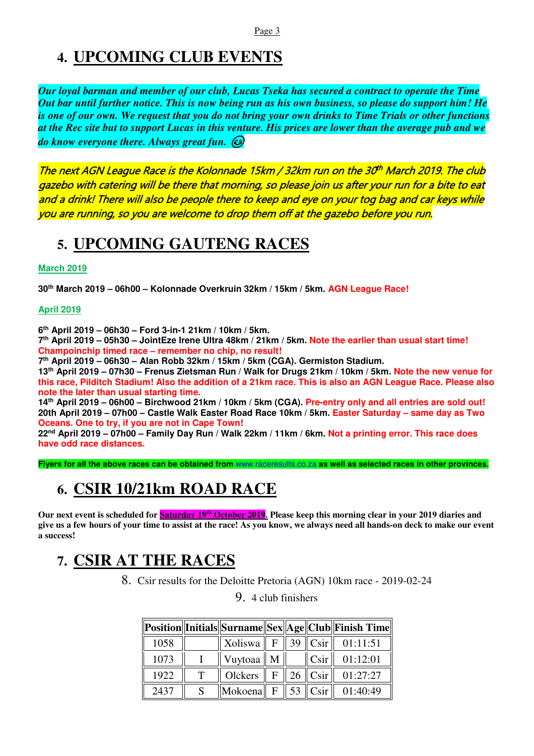# 4. UPCOMING CLUB EVENTS

***Our loyal barman and member of our club, Lucas Tseka has secured a contract to operate the Time Out bar until further notice. This is now being run as his own business, so please do support him! He is one of our own. We request that you do not bring your own drinks to Time Trials or other functions at the Rec site but to support Lucas in this venture. His prices are lower than the average pub and we do know everyone there. Always great fun.*** ☺

*The next AGN League Race is the Kolonnade 15km / 32km run on the 30th March 2019. The club gazebo with catering will be there that morning, so please join us after your run for a bite to eat and a drink! There will also be people there to keep and eye on your tog bag and car keys while you are running, so you are welcome to drop them off at the gazebo before you run.*

# 5. UPCOMING GAUTENG RACES

**March 2019**

**30th March 2019 – 06h00 – Kolonnade Overkruin 32km / 15km / 5km. AGN League Race!**

**April 2019**

**6th April 2019 – 06h30 – Ford 3-in-1 21km / 10km / 5km.**
**7th April 2019 – 05h30 – JointEze Irene Ultra 48km / 21km / 5km. Note the earlier than usual start time! Champoinchip timed race – remember no chip, no result!**
**7th April 2019 – 06h30 – Alan Robb 32km / 15km / 5km (CGA). Germiston Stadium.**
**13th April 2019 – 07h30 – Frenus Zietsman Run / Walk for Drugs 21km / 10km / 5km. Note the new venue for this race, Pilditch Stadium! Also the addition of a 21km race. This is also an AGN League Race. Please also note the later than usual starting time.**
**14th April 2019 – 06h00 – Birchwood 21km / 10km / 5km (CGA). Pre-entry only and all entries are sold out!**
**20th April 2019 – 07h00 – Castle Walk Easter Road Race 10km / 5km. Easter Saturday – same day as Two Oceans. One to try, if you are not in Cape Town!**
**22nd April 2019 – 07h00 – Family Day Run / Walk 22km / 11km / 6km. Not a printing error. This race does have odd race distances.**

**Flyers for all the above races can be obtained from www.raceresults.co.za as well as selected races in other provinces.**

# 6. CSIR 10/21km ROAD RACE

**Our next event is scheduled for Saturday 19th October 2019. Please keep this morning clear in your 2019 diaries and give us a few hours of your time to assist at the race! As you know, we always need all hands-on deck to make our event a success!**

# 7. CSIR AT THE RACES

8. Csir results for the Deloitte Pretoria (AGN) 10km race - 2019-02-24

9. 4 club finishers

| Position | Initials | Surname | Sex | Age | Club | Finish Time |
|---|---|---|---|---|---|---|
| 1058 | | Xoliswa | F | 39 | Csir | 01:11:51 |
| 1073 | I | Vuytoaa | M | | Csir | 01:12:01 |
| 1922 | T | Olckers | F | 26 | Csir | 01:27:27 |
| 2437 | S | Mokoena | F | 53 | Csir | 01:40:49 |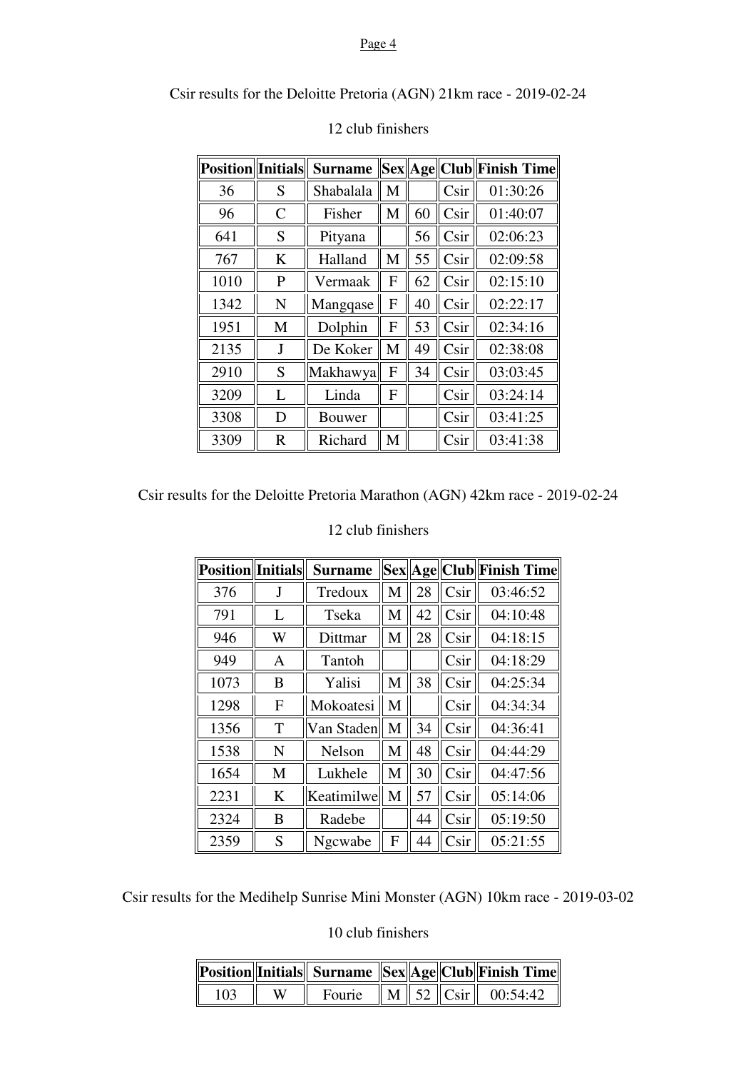Csir results for the Deloitte Pretoria (AGN) 21km race - 2019-02-24

12 club finishers

| Position | Initials | Surname | Sex | Age | Club | Finish Time |
|---|---|---|---|---|---|---|
| 36 | S | Shabalala | M | | Csir | 01:30:26 |
| 96 | C | Fisher | M | 60 | Csir | 01:40:07 |
| 641 | S | Pityana | | 56 | Csir | 02:06:23 |
| 767 | K | Halland | M | 55 | Csir | 02:09:58 |
| 1010 | P | Vermaak | F | 62 | Csir | 02:15:10 |
| 1342 | N | Mangqase | F | 40 | Csir | 02:22:17 |
| 1951 | M | Dolphin | F | 53 | Csir | 02:34:16 |
| 2135 | J | De Koker | M | 49 | Csir | 02:38:08 |
| 2910 | S | Makhawya | F | 34 | Csir | 03:03:45 |
| 3209 | L | Linda | F | | Csir | 03:24:14 |
| 3308 | D | Bouwer | | | Csir | 03:41:25 |
| 3309 | R | Richard | M | | Csir | 03:41:38 |

Csir results for the Deloitte Pretoria Marathon (AGN) 42km race - 2019-02-24

12 club finishers

| Position | Initials | Surname | Sex | Age | Club | Finish Time |
|---|---|---|---|---|---|---|
| 376 | J | Tredoux | M | 28 | Csir | 03:46:52 |
| 791 | L | Tseka | M | 42 | Csir | 04:10:48 |
| 946 | W | Dittmar | M | 28 | Csir | 04:18:15 |
| 949 | A | Tantoh | | | Csir | 04:18:29 |
| 1073 | B | Yalisi | M | 38 | Csir | 04:25:34 |
| 1298 | F | Mokoatesi | M | | Csir | 04:34:34 |
| 1356 | T | Van Staden | M | 34 | Csir | 04:36:41 |
| 1538 | N | Nelson | M | 48 | Csir | 04:44:29 |
| 1654 | M | Lukhele | M | 30 | Csir | 04:47:56 |
| 2231 | K | Keatimilwe | M | 57 | Csir | 05:14:06 |
| 2324 | B | Radebe | | 44 | Csir | 05:19:50 |
| 2359 | S | Ngcwabe | F | 44 | Csir | 05:21:55 |

Csir results for the Medihelp Sunrise Mini Monster (AGN) 10km race - 2019-03-02

10 club finishers

| Position | Initials | Surname | Sex | Age | Club | Finish Time |
|---|---|---|---|---|---|---|
| 103 | W | Fourie | M | 52 | Csir | 00:54:42 |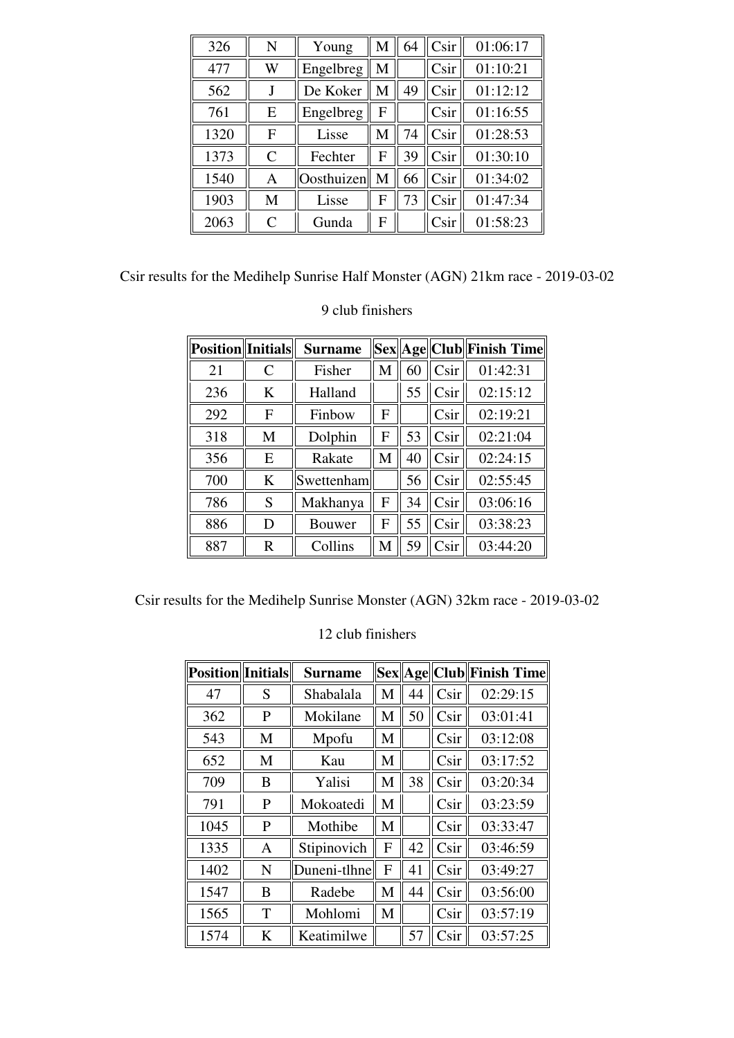| | | | | | | |
|---|---|---|---|---|---|---|
| 326 | N | Young | M | 64 | Csir | 01:06:17 |
| 477 | W | Engelbreg | M | | Csir | 01:10:21 |
| 562 | J | De Koker | M | 49 | Csir | 01:12:12 |
| 761 | E | Engelbreg | F | | Csir | 01:16:55 |
| 1320 | F | Lisse | M | 74 | Csir | 01:28:53 |
| 1373 | C | Fechter | F | 39 | Csir | 01:30:10 |
| 1540 | A | Oosthuizen | M | 66 | Csir | 01:34:02 |
| 1903 | M | Lisse | F | 73 | Csir | 01:47:34 |
| 2063 | C | Gunda | F | | Csir | 01:58:23 |

Csir results for the Medihelp Sunrise Half Monster (AGN) 21km race - 2019-03-02

9 club finishers

| Position | Initials | Surname | Sex | Age | Club | Finish Time |
|---|---|---|---|---|---|---|
| 21 | C | Fisher | M | 60 | Csir | 01:42:31 |
| 236 | K | Halland | | 55 | Csir | 02:15:12 |
| 292 | F | Finbow | F | | Csir | 02:19:21 |
| 318 | M | Dolphin | F | 53 | Csir | 02:21:04 |
| 356 | E | Rakate | M | 40 | Csir | 02:24:15 |
| 700 | K | Swettenham | | 56 | Csir | 02:55:45 |
| 786 | S | Makhanya | F | 34 | Csir | 03:06:16 |
| 886 | D | Bouwer | F | 55 | Csir | 03:38:23 |
| 887 | R | Collins | M | 59 | Csir | 03:44:20 |

Csir results for the Medihelp Sunrise Monster (AGN) 32km race - 2019-03-02

12 club finishers

| Position | Initials | Surname | Sex | Age | Club | Finish Time |
|---|---|---|---|---|---|---|
| 47 | S | Shabalala | M | 44 | Csir | 02:29:15 |
| 362 | P | Mokilane | M | 50 | Csir | 03:01:41 |
| 543 | M | Mpofu | M | | Csir | 03:12:08 |
| 652 | M | Kau | M | | Csir | 03:17:52 |
| 709 | B | Yalisi | M | 38 | Csir | 03:20:34 |
| 791 | P | Mokoatedi | M | | Csir | 03:23:59 |
| 1045 | P | Mothibe | M | | Csir | 03:33:47 |
| 1335 | A | Stipinovich | F | 42 | Csir | 03:46:59 |
| 1402 | N | Duneni-tlhne | F | 41 | Csir | 03:49:27 |
| 1547 | B | Radebe | M | 44 | Csir | 03:56:00 |
| 1565 | T | Mohlomi | M | | Csir | 03:57:19 |
| 1574 | K | Keatimilwe | | 57 | Csir | 03:57:25 |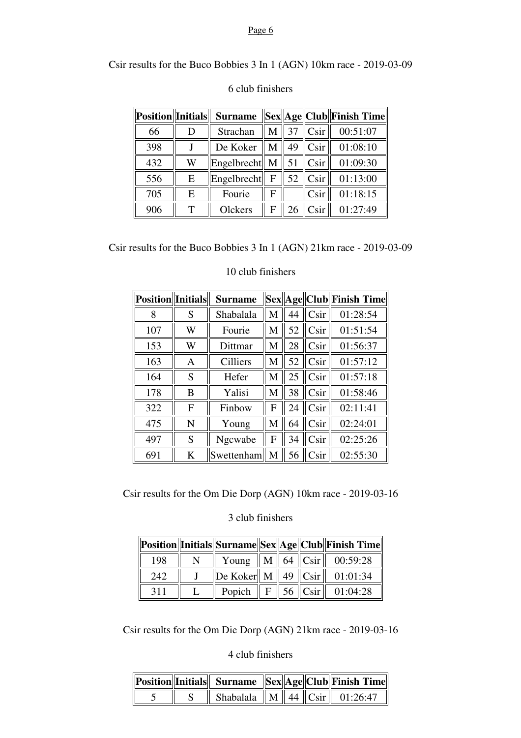Csir results for the Buco Bobbies 3 In 1 (AGN) 10km race - 2019-03-09

6 club finishers

| Position | Initials | Surname | Sex | Age | Club | Finish Time |
|---|---|---|---|---|---|---|
| 66 | D | Strachan | M | 37 | Csir | 00:51:07 |
| 398 | J | De Koker | M | 49 | Csir | 01:08:10 |
| 432 | W | Engelbrecht | M | 51 | Csir | 01:09:30 |
| 556 | E | Engelbrecht | F | 52 | Csir | 01:13:00 |
| 705 | E | Fourie | F | | Csir | 01:18:15 |
| 906 | T | Olckers | F | 26 | Csir | 01:27:49 |

Csir results for the Buco Bobbies 3 In 1 (AGN) 21km race - 2019-03-09

10 club finishers

| Position | Initials | Surname | Sex | Age | Club | Finish Time |
|---|---|---|---|---|---|---|
| 8 | S | Shabalala | M | 44 | Csir | 01:28:54 |
| 107 | W | Fourie | M | 52 | Csir | 01:51:54 |
| 153 | W | Dittmar | M | 28 | Csir | 01:56:37 |
| 163 | A | Cilliers | M | 52 | Csir | 01:57:12 |
| 164 | S | Hefer | M | 25 | Csir | 01:57:18 |
| 178 | B | Yalisi | M | 38 | Csir | 01:58:46 |
| 322 | F | Finbow | F | 24 | Csir | 02:11:41 |
| 475 | N | Young | M | 64 | Csir | 02:24:01 |
| 497 | S | Ngcwabe | F | 34 | Csir | 02:25:26 |
| 691 | K | Swettenham | M | 56 | Csir | 02:55:30 |

Csir results for the Om Die Dorp (AGN) 10km race - 2019-03-16

3 club finishers

| Position | Initials | Surname | Sex | Age | Club | Finish Time |
|---|---|---|---|---|---|---|
| 198 | N | Young | M | 64 | Csir | 00:59:28 |
| 242 | J | De Koker | M | 49 | Csir | 01:01:34 |
| 311 | L | Popich | F | 56 | Csir | 01:04:28 |

Csir results for the Om Die Dorp (AGN) 21km race - 2019-03-16

4 club finishers

| Position | Initials | Surname | Sex | Age | Club | Finish Time |
|---|---|---|---|---|---|---|
| 5 | S | Shabalala | M | 44 | Csir | 01:26:47 |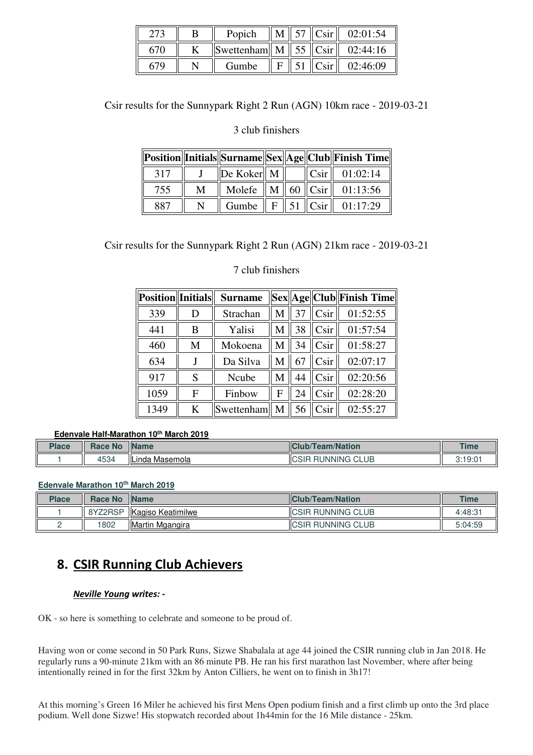| 273 | B | Popich | M | 57 | Csir | 02:01:54 |
|---|---|---|---|---|---|---|
| 670 | K | Swettenham | M | 55 | Csir | 02:44:16 |
| 679 | N | Gumbe | F | 51 | Csir | 02:46:09 |

Csir results for the Sunnypark Right 2 Run (AGN) 10km race - 2019-03-21

3 club finishers

| Position | Initials | Surname | Sex | Age | Club | Finish Time |
|---|---|---|---|---|---|---|
| 317 | J | De Koker | M | | Csir | 01:02:14 |
| 755 | M | Molefe | M | 60 | Csir | 01:13:56 |
| 887 | N | Gumbe | F | 51 | Csir | 01:17:29 |

Csir results for the Sunnypark Right 2 Run (AGN) 21km race - 2019-03-21

7 club finishers

| Position | Initials | Surname | Sex | Age | Club | Finish Time |
|---|---|---|---|---|---|---|
| 339 | D | Strachan | M | 37 | Csir | 01:52:55 |
| 441 | B | Yalisi | M | 38 | Csir | 01:57:54 |
| 460 | M | Mokoena | M | 34 | Csir | 01:58:27 |
| 634 | J | Da Silva | M | 67 | Csir | 02:07:17 |
| 917 | S | Ncube | M | 44 | Csir | 02:20:56 |
| 1059 | F | Finbow | F | 24 | Csir | 02:28:20 |
| 1349 | K | Swettenham | M | 56 | Csir | 02:55:27 |

**Edenvale Half-Marathon 10th March 2019**

| Place | Race No | Name | Club/Team/Nation | Time |
|---|---|---|---|---|
| 1 | 4534 | Linda Masemola | CSIR RUNNING CLUB | 3:19:01 |

**Edenvale Marathon 10th March 2019**

| Place | Race No | Name | Club/Team/Nation | Time |
|---|---|---|---|---|
| 1 | 8YZ2RSP | Kagiso Keatimilwe | CSIR RUNNING CLUB | 4:48:31 |
| 2 | 1802 | Martin Mgangira | CSIR RUNNING CLUB | 5:04:59 |

## 8. CSIR Running Club Achievers

***Neville Young writes: -***

OK - so here is something to celebrate and someone to be proud of.

Having won or come second in 50 Park Runs, Sizwe Shabalala at age 44 joined the CSIR running club in Jan 2018. He regularly runs a 90-minute 21km with an 86 minute PB. He ran his first marathon last November, where after being intentionally reined in for the first 32km by Anton Cilliers, he went on to finish in 3h17!

At this morning's Green 16 Miler he achieved his first Mens Open podium finish and a first climb up onto the 3rd place podium. Well done Sizwe! His stopwatch recorded about 1h44min for the 16 Mile distance - 25km.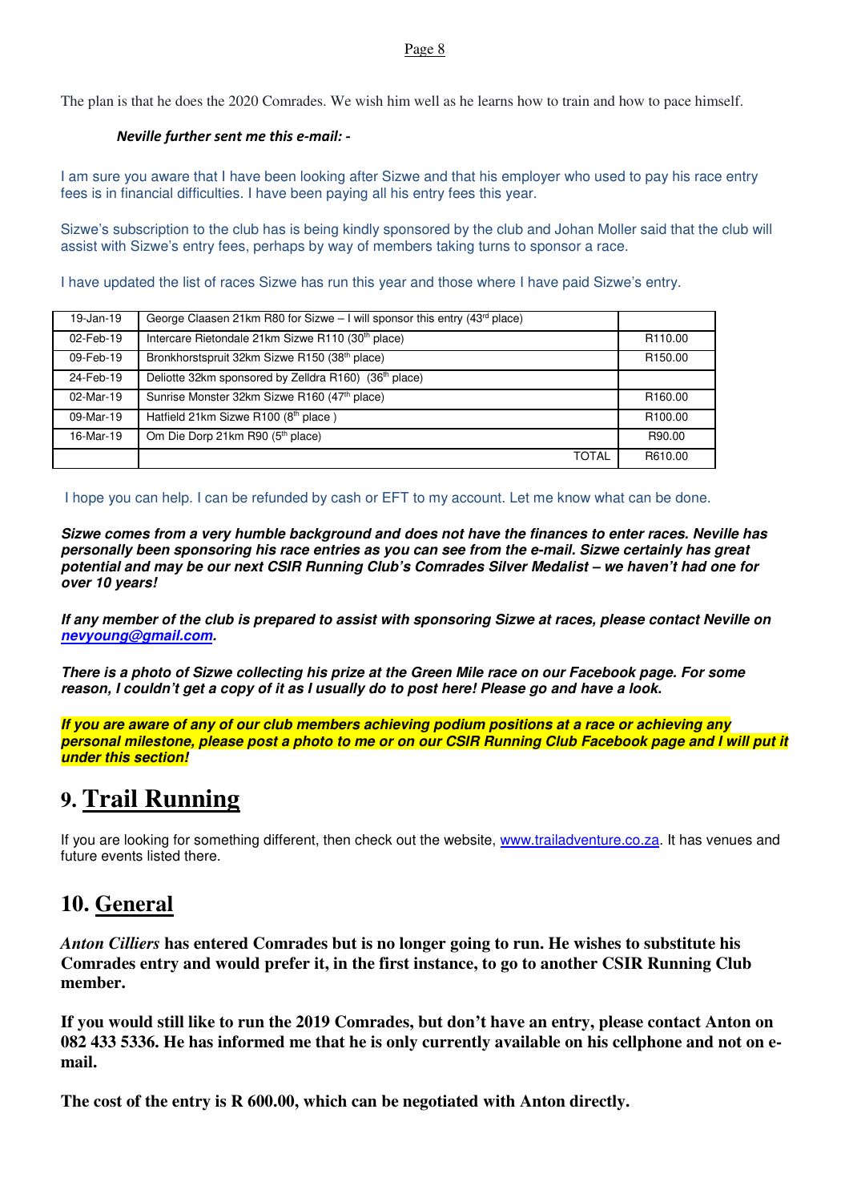The plan is that he does the 2020 Comrades. We wish him well as he learns how to train and how to pace himself.

***Neville further sent me this e-mail: -***

I am sure you aware that I have been looking after Sizwe and that his employer who used to pay his race entry fees is in financial difficulties. I have been paying all his entry fees this year.

Sizwe's subscription to the club has is being kindly sponsored by the club and Johan Moller said that the club will assist with Sizwe's entry fees, perhaps by way of members taking turns to sponsor a race.

I have updated the list of races Sizwe has run this year and those where I have paid Sizwe's entry.

| | | |
|---|---|---|
| 19-Jan-19 | George Claasen 21km R80 for Sizwe – I will sponsor this entry (43rd place) | |
| 02-Feb-19 | Intercare Rietondale 21km Sizwe R110 (30th place) | R110.00 |
| 09-Feb-19 | Bronkhorstspruit 32km Sizwe R150 (38th place) | R150.00 |
| 24-Feb-19 | Deliotte 32km sponsored by Zelldra R160) (36th place) | |
| 02-Mar-19 | Sunrise Monster 32km Sizwe R160 (47th place) | R160.00 |
| 09-Mar-19 | Hatfield 21km Sizwe R100 (8th place ) | R100.00 |
| 16-Mar-19 | Om Die Dorp 21km R90 (5th place) | R90.00 |
| | TOTAL | R610.00 |

I hope you can help. I can be refunded by cash or EFT to my account. Let me know what can be done.

***Sizwe comes from a very humble background and does not have the finances to enter races. Neville has personally been sponsoring his race entries as you can see from the e-mail. Sizwe certainly has great potential and may be our next CSIR Running Club's Comrades Silver Medalist – we haven't had one for over 10 years!***

***If any member of the club is prepared to assist with sponsoring Sizwe at races, please contact Neville on nevyoung@gmail.com.***

***There is a photo of Sizwe collecting his prize at the Green Mile race on our Facebook page. For some reason, I couldn't get a copy of it as I usually do to post here! Please go and have a look.***

***If you are aware of any of our club members achieving podium positions at a race or achieving any personal milestone, please post a photo to me or on our CSIR Running Club Facebook page and I will put it under this section!***

# 9. Trail Running

If you are looking for something different, then check out the website, www.trailadventure.co.za. It has venues and future events listed there.

# 10. General

***Anton Cilliers*** **has entered Comrades but is no longer going to run. He wishes to substitute his Comrades entry and would prefer it, in the first instance, to go to another CSIR Running Club member.**

**If you would still like to run the 2019 Comrades, but don't have an entry, please contact Anton on 082 433 5336. He has informed me that he is only currently available on his cellphone and not on e-mail.**

**The cost of the entry is R 600.00, which can be negotiated with Anton directly.**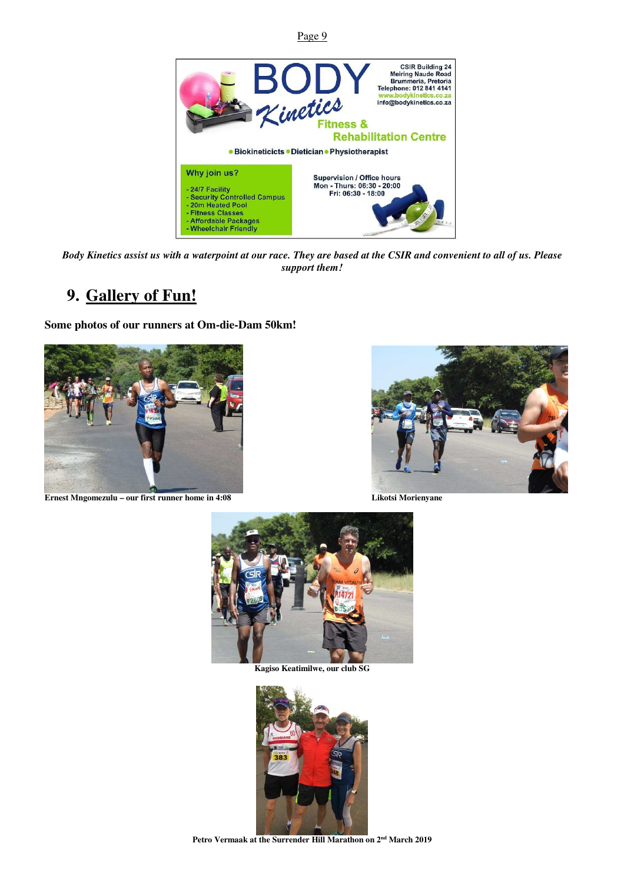BODY *Kinetics*

Fitness & Rehabilitation Centre

CSIR Building 24
Meiring Naude Road
Brummeria, Pretoria
Telephone: 012 841 4141
www.bodykinetics.co.za
info@bodykinetics.co.za

• Biokineticicts • Dietician • Physiotherapist

Why join us?

- 24/7 Facility
- Security Controlled Campus
- 20m Heated Pool
- Fitness Classes
- Affordable Packages
- Wheelchair Friendly

Supervision / Office hours
Mon - Thurs: 06:30 - 20:00
Fri: 06:30 - 18:00

***Body Kinetics assist us with a waterpoint at our race. They are based at the CSIR and convenient to all of us. Please support them!***

# 9. Gallery of Fun!

**Some photos of our runners at Om-die-Dam 50km!**

**Ernest Mngomezulu – our first runner home in 4:08**

**Likotsi Morienyane**

**Kagiso Keatimilwe, our club SG**

**Petro Vermaak at the Surrender Hill Marathon on 2nd March 2019**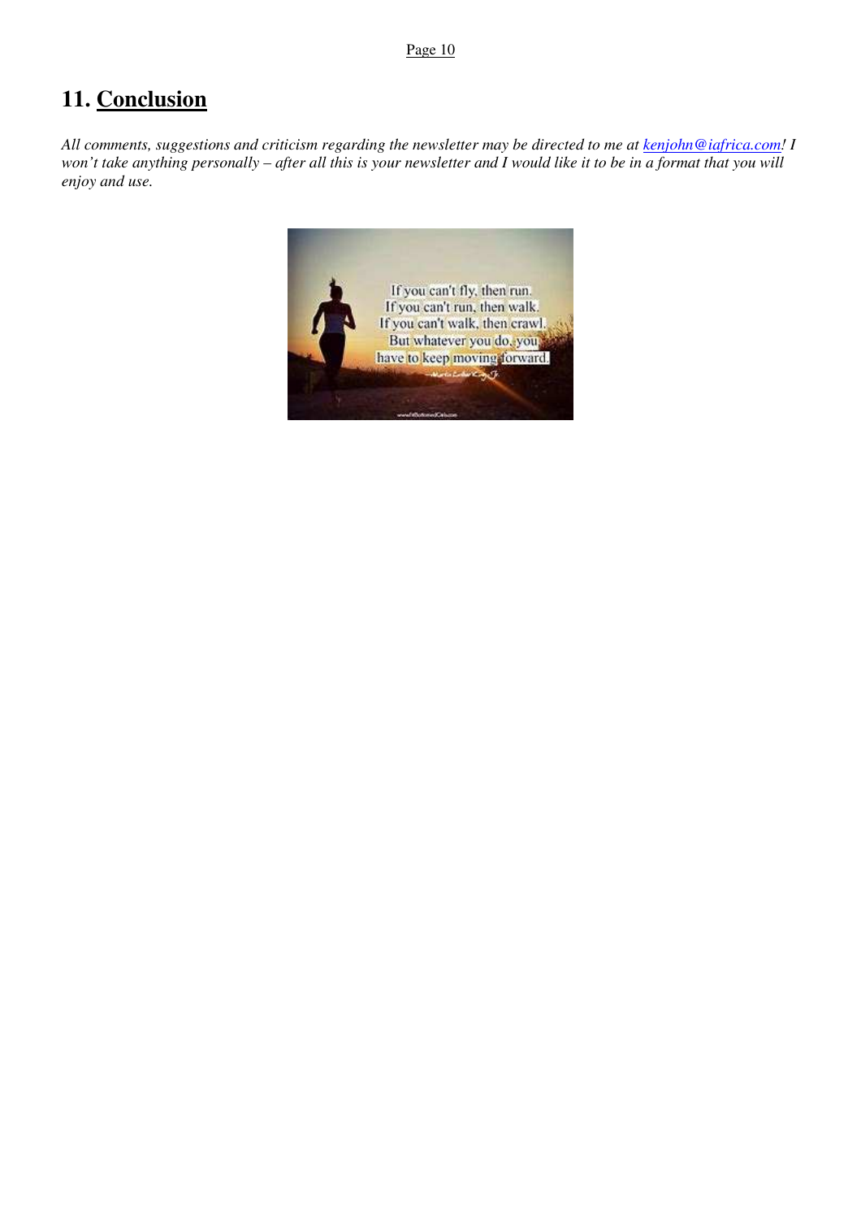## 11. Conclusion

*All comments, suggestions and criticism regarding the newsletter may be directed to me at kenjohn@iafrica.com! I won't take anything personally – after all this is your newsletter and I would like it to be in a format that you will enjoy and use.*